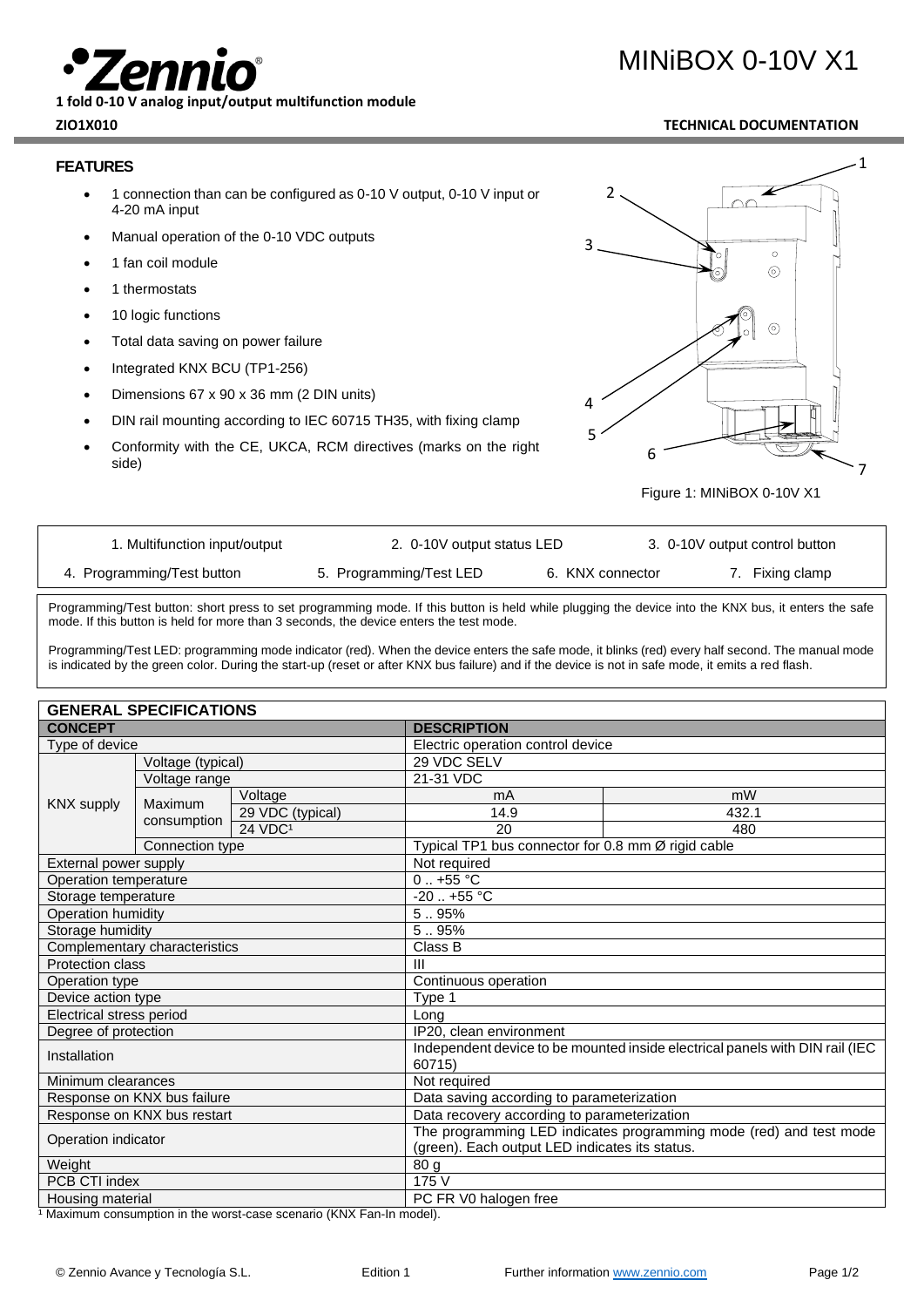# MINiBOX 0-10V X1

**1 fold 0-10 V analog input/output multifunction module**

**ZIO1X010**

**TECHNICAL DOCUMENTATION**

## FEATURES

- 1 connection than can be configured as 0-10 V output, 0-10 V input or 4-20 mA input
- Manual operation of the 0-10 VDC outputs
- 1 fan coil module
- 1 thermostats
- 10 logic functions
- Total data saving on power failure
- Integrated KNX BCU (TP1-256)
- Dimensions 67 x 90 x 36 mm (2 DIN units)
- DIN rail mounting according to IEC 60715 TH35, with fixing clamp
- Conformity with the CE, UKCA, RCM directives (marks on the right side)

Figure 1: MINiBOX 0-10V X1

| | | | |
|---|---|---|---|
| 1. Multifunction input/output | 2. 0-10V output status LED | 3. 0-10V output control button | |
| 4. Programming/Test button | 5. Programming/Test LED | 6. KNX connector | 7. Fixing clamp |

Programming/Test button: short press to set programming mode. If this button is held while plugging the device into the KNX bus, it enters the safe mode. If this button is held for more than 3 seconds, the device enters the test mode.

Programming/Test LED: programming mode indicator (red). When the device enters the safe mode, it blinks (red) every half second. The manual mode is indicated by the green color. During the start-up (reset or after KNX bus failure) and if the device is not in safe mode, it emits a red flash.

## GENERAL SPECIFICATIONS

| CONCEPT | | | DESCRIPTION | |
|---|---|---|---|---|
| Type of device | | | Electric operation control device | |
| KNX supply | Voltage (typical) | | 29 VDC SELV | |
| | Voltage range | | 21-31 VDC | |
| | Maximum consumption | Voltage | mA | mW |
| | | 29 VDC (typical) | 14.9 | 432.1 |
| | | 24 VDC[1] | 20 | 480 |
| | Connection type | | Typical TP1 bus connector for 0.8 mm Ø rigid cable | |
| External power supply | | | Not required | |
| Operation temperature | | | 0 .. +55 °C | |
| Storage temperature | | | -20 .. +55 °C | |
| Operation humidity | | | 5 .. 95% | |
| Storage humidity | | | 5 .. 95% | |
| Complementary characteristics | | | Class B | |
| Protection class | | | III | |
| Operation type | | | Continuous operation | |
| Device action type | | | Type 1 | |
| Electrical stress period | | | Long | |
| Degree of protection | | | IP20, clean environment | |
| Installation | | | Independent device to be mounted inside electrical panels with DIN rail (IEC 60715) | |
| Minimum clearances | | | Not required | |
| Response on KNX bus failure | | | Data saving according to parameterization | |
| Response on KNX bus restart | | | Data recovery according to parameterization | |
| Operation indicator | | | The programming LED indicates programming mode (red) and test mode (green). Each output LED indicates its status. | |
| Weight | | | 80 g | |
| PCB CTI index | | | 175 V | |
| Housing material | | | PC FR V0 halogen free | |

[1] Maximum consumption in the worst-case scenario (KNX Fan-In model).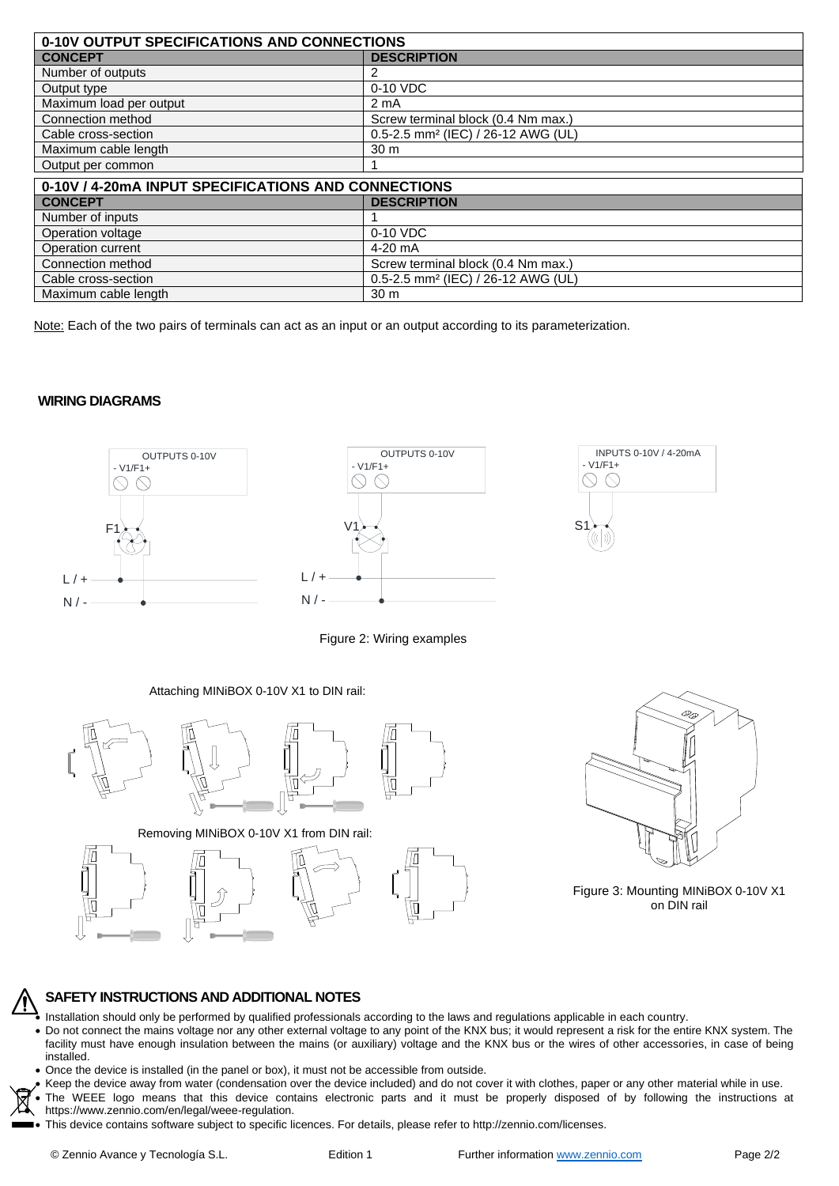| 0-10V OUTPUT SPECIFICATIONS AND CONNECTIONS | |
|---|---|
| **CONCEPT** | **DESCRIPTION** |
| Number of outputs | 2 |
| Output type | 0-10 VDC |
| Maximum load per output | 2 mA |
| Connection method | Screw terminal block (0.4 Nm max.) |
| Cable cross-section | 0.5-2.5 mm² (IEC) / 26-12 AWG (UL) |
| Maximum cable length | 30 m |
| Output per common | 1 |

| 0-10V / 4-20mA INPUT SPECIFICATIONS AND CONNECTIONS | |
|---|---|
| **CONCEPT** | **DESCRIPTION** |
| Number of inputs | 1 |
| Operation voltage | 0-10 VDC |
| Operation current | 4-20 mA |
| Connection method | Screw terminal block (0.4 Nm max.) |
| Cable cross-section | 0.5-2.5 mm² (IEC) / 26-12 AWG (UL) |
| Maximum cable length | 30 m |

Note: Each of the two pairs of terminals can act as an input or an output according to its parameterization.

## WIRING DIAGRAMS

OUTPUTS 0-10V
- V1/F1+
F1
L / +
N / -

OUTPUTS 0-10V
- V1/F1+
V1
L / +
N / -

INPUTS 0-10V / 4-20mA
- V1/F1+
S1

Figure 2: Wiring examples

Attaching MINiBOX 0-10V X1 to DIN rail:

Removing MINiBOX 0-10V X1 from DIN rail:

Figure 3: Mounting MINiBOX 0-10V X1 on DIN rail

## SAFETY INSTRUCTIONS AND ADDITIONAL NOTES

- Installation should only be performed by qualified professionals according to the laws and regulations applicable in each country.
- Do not connect the mains voltage nor any other external voltage to any point of the KNX bus; it would represent a risk for the entire KNX system. The facility must have enough insulation between the mains (or auxiliary) voltage and the KNX bus or the wires of other accessories, in case of being installed.
- Once the device is installed (in the panel or box), it must not be accessible from outside.
- Keep the device away from water (condensation over the device included) and do not cover it with clothes, paper or any other material while in use.
- The WEEE logo means that this device contains electronic parts and it must be properly disposed of by following the instructions at https://www.zennio.com/en/legal/weee-regulation.
- This device contains software subject to specific licences. For details, please refer to http://zennio.com/licenses.

© Zennio Avance y Tecnología S.L. Edition 1 Further information www.zennio.com